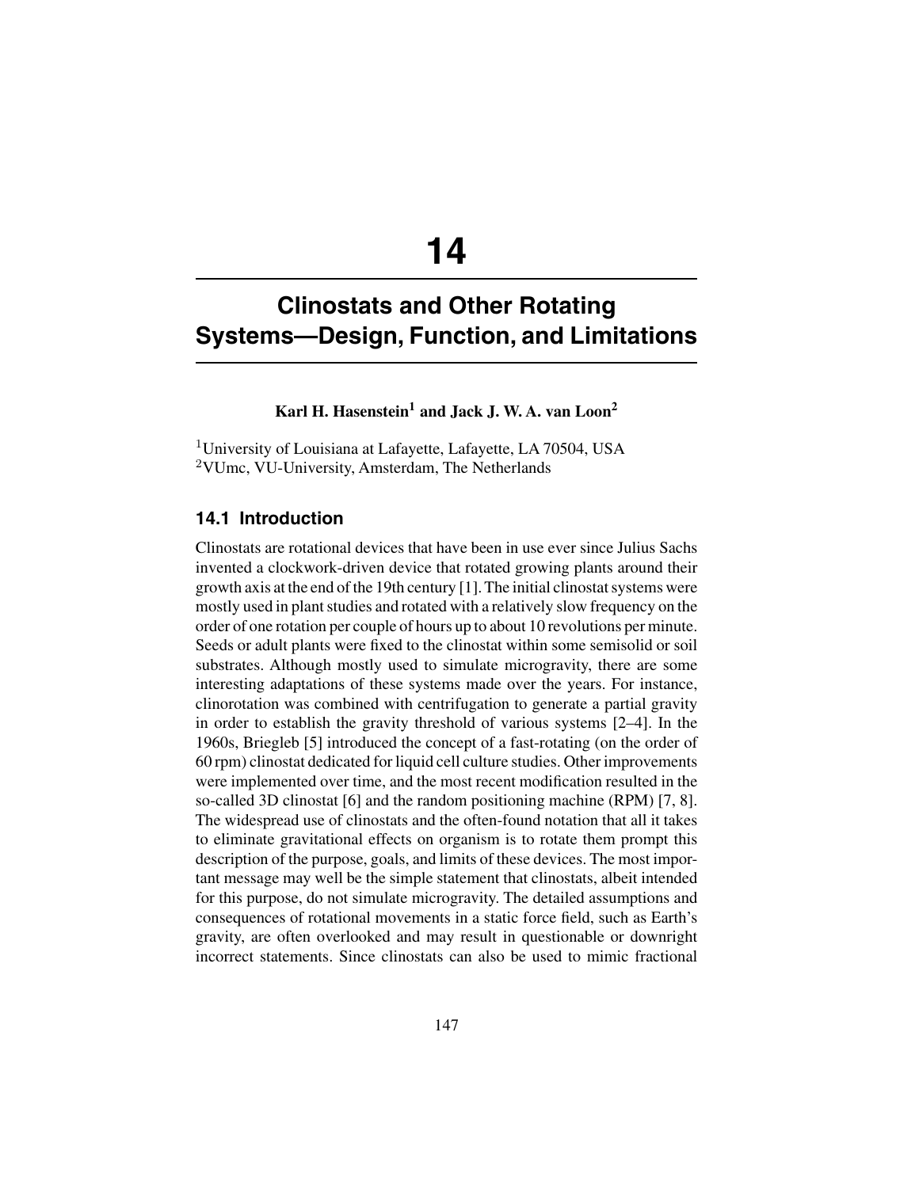// 14

# Clinostats and Other Rotating Systems—Design, Function, and Limitations

**Karl H. Hasenstein[1] and Jack J. W. A. van Loon[2]**

[1]University of Louisiana at Lafayette, Lafayette, LA 70504, USA
[2]VUmc, VU-University, Amsterdam, The Netherlands

## 14.1 Introduction

Clinostats are rotational devices that have been in use ever since Julius Sachs invented a clockwork-driven device that rotated growing plants around their growth axis at the end of the 19th century [1]. The initial clinostat systems were mostly used in plant studies and rotated with a relatively slow frequency on the order of one rotation per couple of hours up to about 10 revolutions per minute. Seeds or adult plants were fixed to the clinostat within some semisolid or soil substrates. Although mostly used to simulate microgravity, there are some interesting adaptations of these systems made over the years. For instance, clinorotation was combined with centrifugation to generate a partial gravity in order to establish the gravity threshold of various systems [2–4]. In the 1960s, Briegleb [5] introduced the concept of a fast-rotating (on the order of 60 rpm) clinostat dedicated for liquid cell culture studies. Other improvements were implemented over time, and the most recent modification resulted in the so-called 3D clinostat [6] and the random positioning machine (RPM) [7, 8]. The widespread use of clinostats and the often-found notation that all it takes to eliminate gravitational effects on organism is to rotate them prompt this description of the purpose, goals, and limits of these devices. The most important message may well be the simple statement that clinostats, albeit intended for this purpose, do not simulate microgravity. The detailed assumptions and consequences of rotational movements in a static force field, such as Earth's gravity, are often overlooked and may result in questionable or downright incorrect statements. Since clinostats can also be used to mimic fractional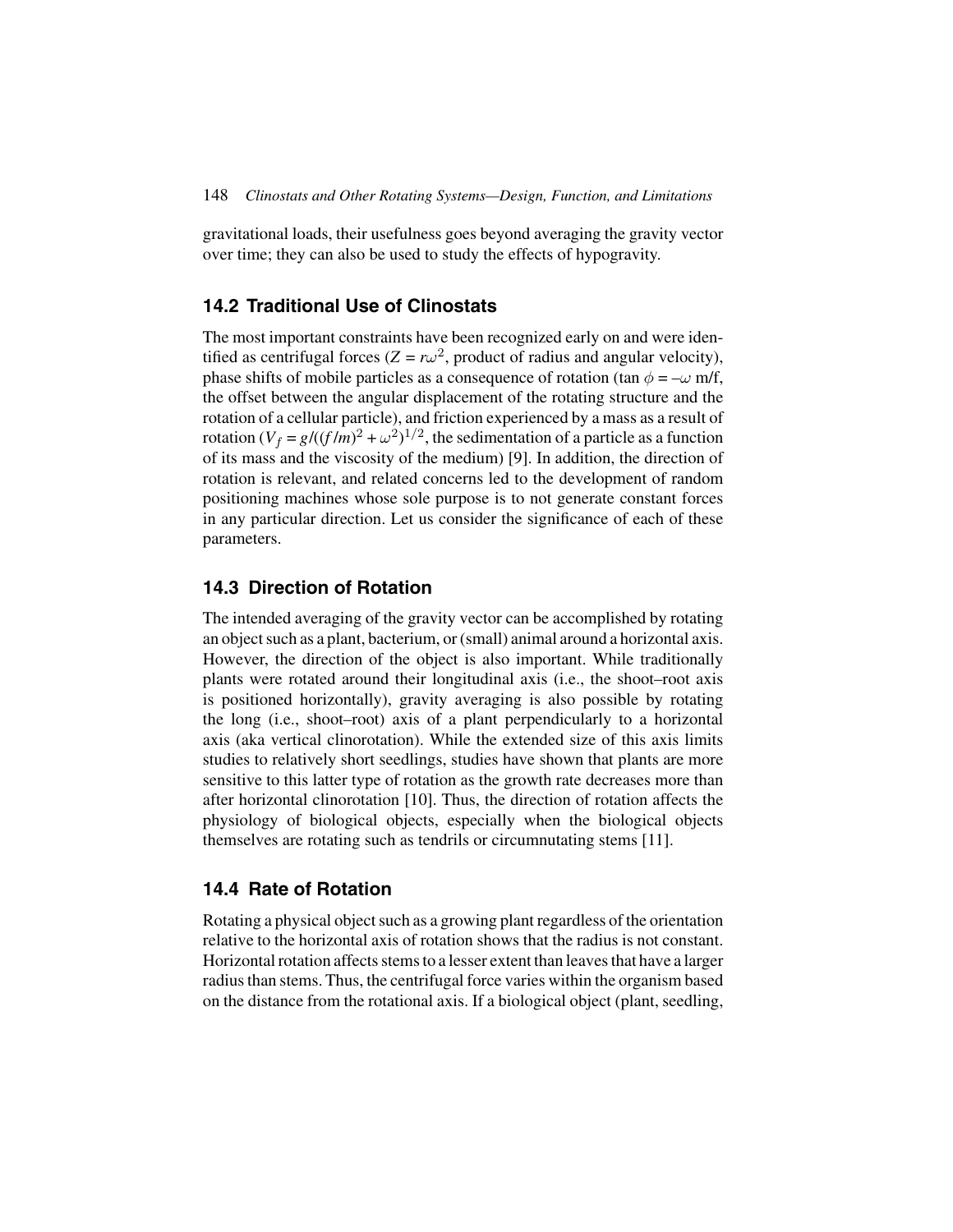gravitational loads, their usefulness goes beyond averaging the gravity vector over time; they can also be used to study the effects of hypogravity.

## 14.2 Traditional Use of Clinostats

The most important constraints have been recognized early on and were identified as centrifugal forces ($Z = r\omega^2$, product of radius and angular velocity), phase shifts of mobile particles as a consequence of rotation ($\tan \phi = -\omega$ m/f, the offset between the angular displacement of the rotating structure and the rotation of a cellular particle), and friction experienced by a mass as a result of rotation ($V_f = g/((f/m)^2 + \omega^2)^{1/2}$, the sedimentation of a particle as a function of its mass and the viscosity of the medium) [9]. In addition, the direction of rotation is relevant, and related concerns led to the development of random positioning machines whose sole purpose is to not generate constant forces in any particular direction. Let us consider the significance of each of these parameters.

## 14.3 Direction of Rotation

The intended averaging of the gravity vector can be accomplished by rotating an object such as a plant, bacterium, or (small) animal around a horizontal axis. However, the direction of the object is also important. While traditionally plants were rotated around their longitudinal axis (i.e., the shoot–root axis is positioned horizontally), gravity averaging is also possible by rotating the long (i.e., shoot–root) axis of a plant perpendicularly to a horizontal axis (aka vertical clinorotation). While the extended size of this axis limits studies to relatively short seedlings, studies have shown that plants are more sensitive to this latter type of rotation as the growth rate decreases more than after horizontal clinorotation [10]. Thus, the direction of rotation affects the physiology of biological objects, especially when the biological objects themselves are rotating such as tendrils or circumnutating stems [11].

## 14.4 Rate of Rotation

Rotating a physical object such as a growing plant regardless of the orientation relative to the horizontal axis of rotation shows that the radius is not constant. Horizontal rotation affects stems to a lesser extent than leaves that have a larger radius than stems. Thus, the centrifugal force varies within the organism based on the distance from the rotational axis. If a biological object (plant, seedling,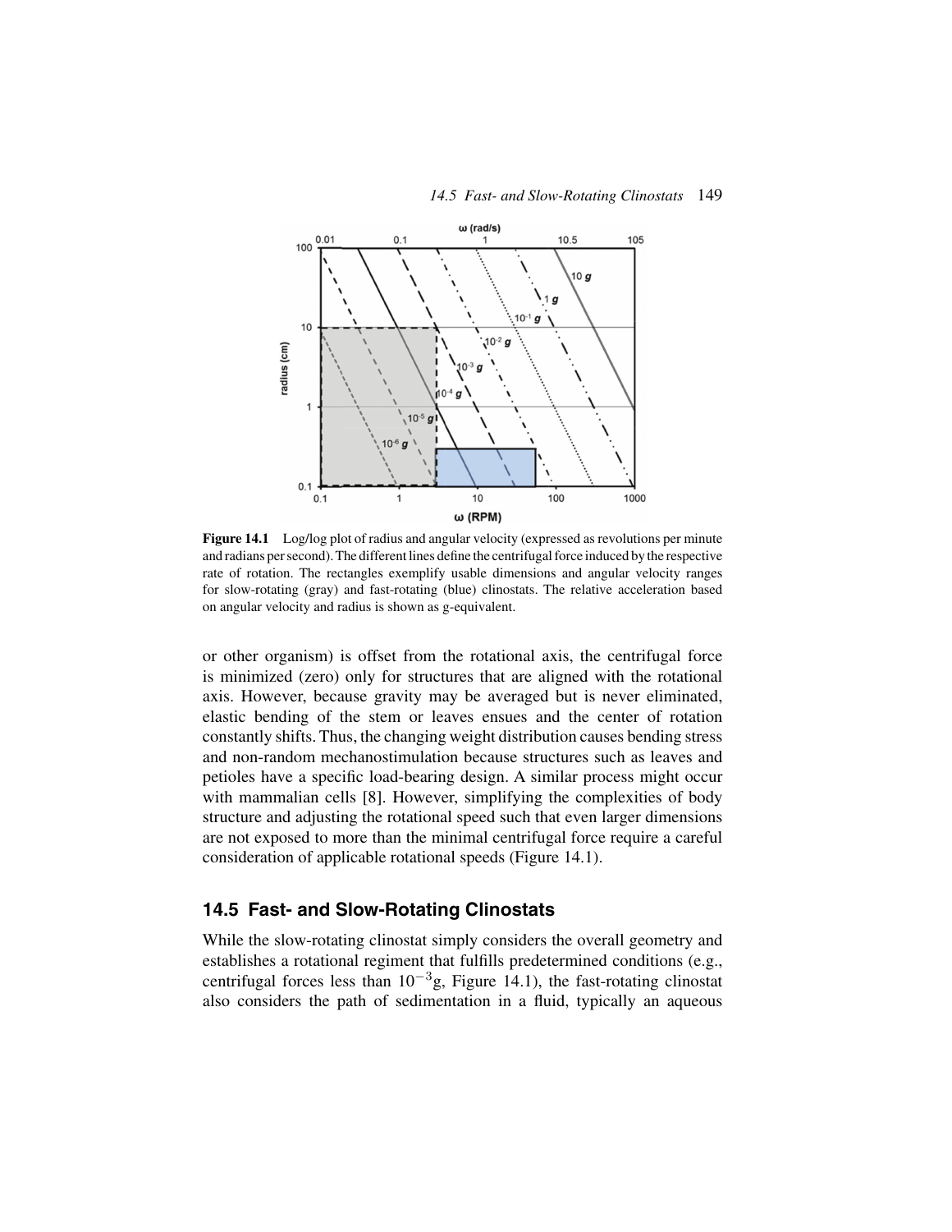**Figure 14.1** Log/log plot of radius and angular velocity (expressed as revolutions per minute and radians per second). The different lines define the centrifugal force induced by the respective rate of rotation. The rectangles exemplify usable dimensions and angular velocity ranges for slow-rotating (gray) and fast-rotating (blue) clinostats. The relative acceleration based on angular velocity and radius is shown as g-equivalent.

or other organism) is offset from the rotational axis, the centrifugal force is minimized (zero) only for structures that are aligned with the rotational axis. However, because gravity may be averaged but is never eliminated, elastic bending of the stem or leaves ensues and the center of rotation constantly shifts. Thus, the changing weight distribution causes bending stress and non-random mechanostimulation because structures such as leaves and petioles have a specific load-bearing design. A similar process might occur with mammalian cells [8]. However, simplifying the complexities of body structure and adjusting the rotational speed such that even larger dimensions are not exposed to more than the minimal centrifugal force require a careful consideration of applicable rotational speeds (Figure 14.1).

## 14.5 Fast- and Slow-Rotating Clinostats

While the slow-rotating clinostat simply considers the overall geometry and establishes a rotational regiment that fulfills predetermined conditions (e.g., centrifugal forces less than $10^{-3}$g, Figure 14.1), the fast-rotating clinostat also considers the path of sedimentation in a fluid, typically an aqueous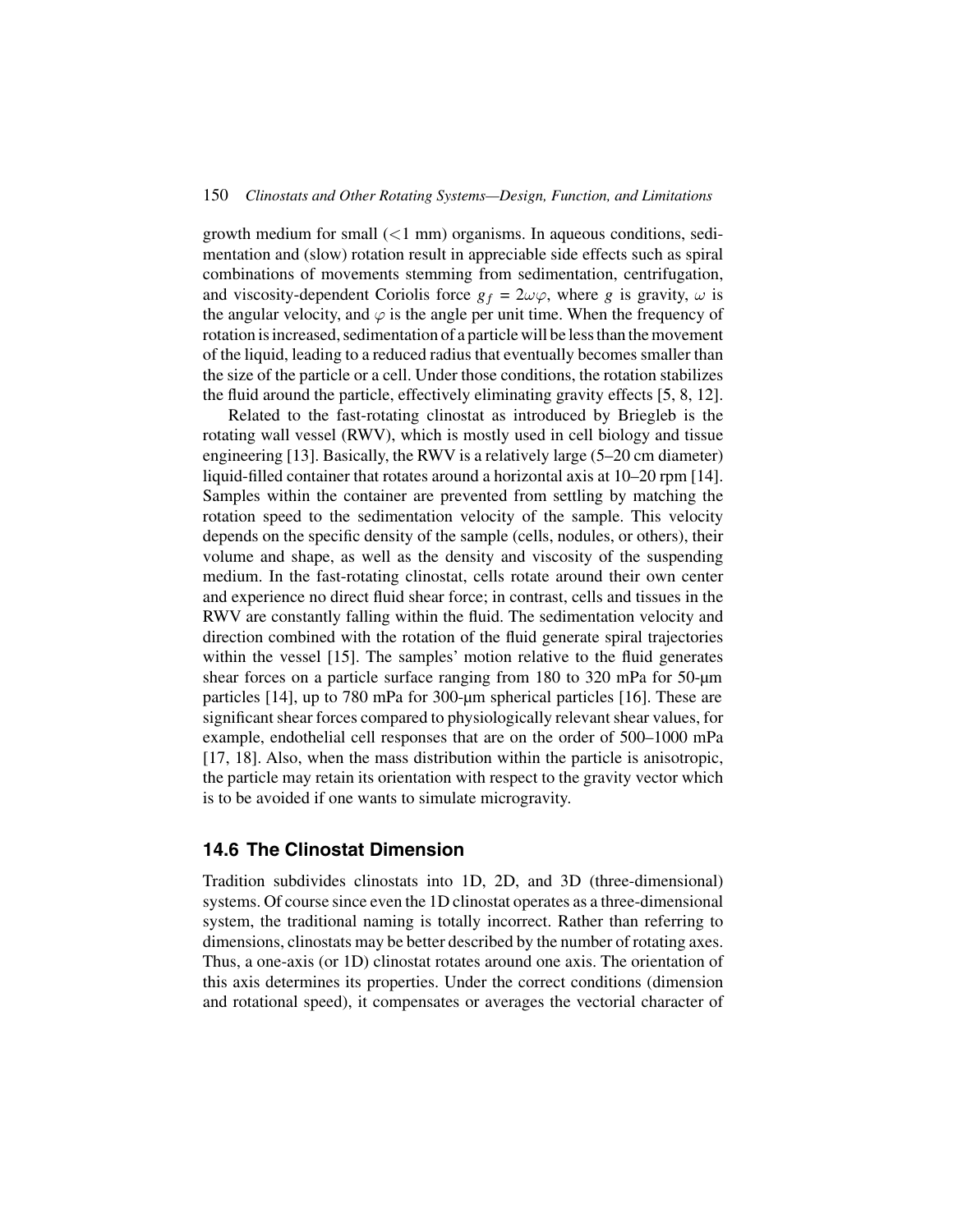growth medium for small (<1 mm) organisms. In aqueous conditions, sedimentation and (slow) rotation result in appreciable side effects such as spiral combinations of movements stemming from sedimentation, centrifugation, and viscosity-dependent Coriolis force $g_f = 2\omega\varphi$, where $g$ is gravity, $\omega$ is the angular velocity, and $\varphi$ is the angle per unit time. When the frequency of rotation is increased, sedimentation of a particle will be less than the movement of the liquid, leading to a reduced radius that eventually becomes smaller than the size of the particle or a cell. Under those conditions, the rotation stabilizes the fluid around the particle, effectively eliminating gravity effects [5, 8, 12].

Related to the fast-rotating clinostat as introduced by Briegleb is the rotating wall vessel (RWV), which is mostly used in cell biology and tissue engineering [13]. Basically, the RWV is a relatively large (5–20 cm diameter) liquid-filled container that rotates around a horizontal axis at 10–20 rpm [14]. Samples within the container are prevented from settling by matching the rotation speed to the sedimentation velocity of the sample. This velocity depends on the specific density of the sample (cells, nodules, or others), their volume and shape, as well as the density and viscosity of the suspending medium. In the fast-rotating clinostat, cells rotate around their own center and experience no direct fluid shear force; in contrast, cells and tissues in the RWV are constantly falling within the fluid. The sedimentation velocity and direction combined with the rotation of the fluid generate spiral trajectories within the vessel [15]. The samples' motion relative to the fluid generates shear forces on a particle surface ranging from 180 to 320 mPa for 50-μm particles [14], up to 780 mPa for 300-μm spherical particles [16]. These are significant shear forces compared to physiologically relevant shear values, for example, endothelial cell responses that are on the order of 500–1000 mPa [17, 18]. Also, when the mass distribution within the particle is anisotropic, the particle may retain its orientation with respect to the gravity vector which is to be avoided if one wants to simulate microgravity.

## 14.6 The Clinostat Dimension

Tradition subdivides clinostats into 1D, 2D, and 3D (three-dimensional) systems. Of course since even the 1D clinostat operates as a three-dimensional system, the traditional naming is totally incorrect. Rather than referring to dimensions, clinostats may be better described by the number of rotating axes. Thus, a one-axis (or 1D) clinostat rotates around one axis. The orientation of this axis determines its properties. Under the correct conditions (dimension and rotational speed), it compensates or averages the vectorial character of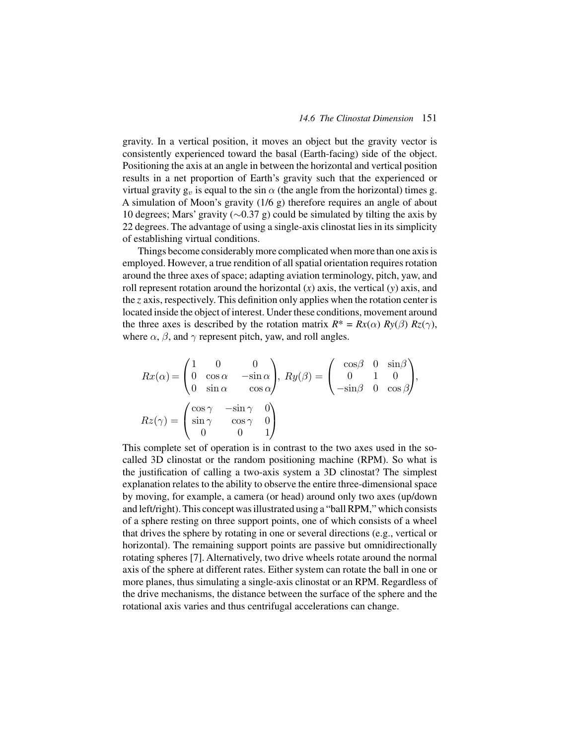gravity. In a vertical position, it moves an object but the gravity vector is consistently experienced toward the basal (Earth-facing) side of the object. Positioning the axis at an angle in between the horizontal and vertical position results in a net proportion of Earth's gravity such that the experienced or virtual gravity $g_v$ is equal to the sin $\alpha$ (the angle from the horizontal) times g. A simulation of Moon's gravity (1/6 g) therefore requires an angle of about 10 degrees; Mars' gravity ($\sim$0.37 g) could be simulated by tilting the axis by 22 degrees. The advantage of using a single-axis clinostat lies in its simplicity of establishing virtual conditions.

Things become considerably more complicated when more than one axis is employed. However, a true rendition of all spatial orientation requires rotation around the three axes of space; adapting aviation terminology, pitch, yaw, and roll represent rotation around the horizontal (*x*) axis, the vertical (*y*) axis, and the *z* axis, respectively. This definition only applies when the rotation center is located inside the object of interest. Under these conditions, movement around the three axes is described by the rotation matrix $R^* = Rx(\alpha)\ Ry(\beta)\ Rz(\gamma)$, where $\alpha$, $\beta$, and $\gamma$ represent pitch, yaw, and roll angles.

$$Rx(\alpha) = \begin{pmatrix} 1 & 0 & 0 \\ 0 & \cos\alpha & -\sin\alpha \\ 0 & \sin\alpha & \cos\alpha \end{pmatrix},\ Ry(\beta) = \begin{pmatrix} \cos\beta & 0 & \sin\beta \\ 0 & 1 & 0 \\ -\sin\beta & 0 & \cos\beta \end{pmatrix},$$

$$Rz(\gamma) = \begin{pmatrix} \cos\gamma & -\sin\gamma & 0 \\ \sin\gamma & \cos\gamma & 0 \\ 0 & 0 & 1 \end{pmatrix}$$

This complete set of operation is in contrast to the two axes used in the so-called 3D clinostat or the random positioning machine (RPM). So what is the justification of calling a two-axis system a 3D clinostat? The simplest explanation relates to the ability to observe the entire three-dimensional space by moving, for example, a camera (or head) around only two axes (up/down and left/right). This concept was illustrated using a "ball RPM," which consists of a sphere resting on three support points, one of which consists of a wheel that drives the sphere by rotating in one or several directions (e.g., vertical or horizontal). The remaining support points are passive but omnidirectionally rotating spheres [7]. Alternatively, two drive wheels rotate around the normal axis of the sphere at different rates. Either system can rotate the ball in one or more planes, thus simulating a single-axis clinostat or an RPM. Regardless of the drive mechanisms, the distance between the surface of the sphere and the rotational axis varies and thus centrifugal accelerations can change.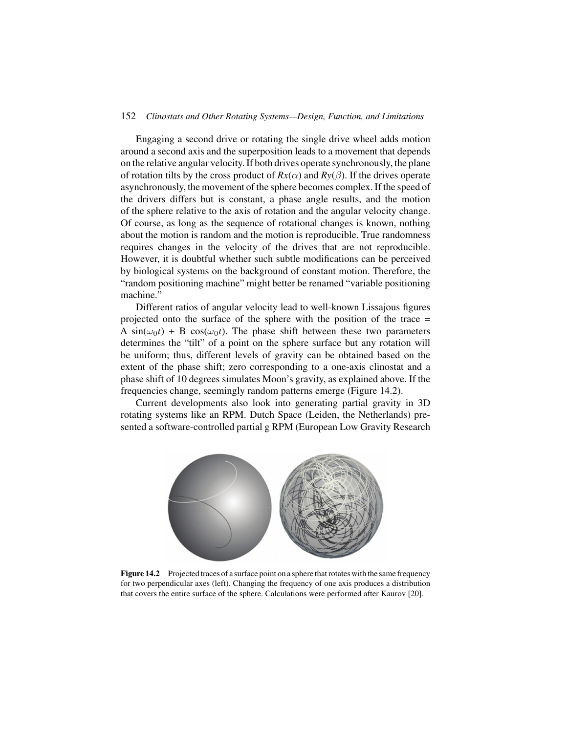Engaging a second drive or rotating the single drive wheel adds motion around a second axis and the superposition leads to a movement that depends on the relative angular velocity. If both drives operate synchronously, the plane of rotation tilts by the cross product of $Rx(\alpha)$ and $Ry(\beta)$. If the drives operate asynchronously, the movement of the sphere becomes complex. If the speed of the drivers differs but is constant, a phase angle results, and the motion of the sphere relative to the axis of rotation and the angular velocity change. Of course, as long as the sequence of rotational changes is known, nothing about the motion is random and the motion is reproducible. True randomness requires changes in the velocity of the drives that are not reproducible. However, it is doubtful whether such subtle modifications can be perceived by biological systems on the background of constant motion. Therefore, the "random positioning machine" might better be renamed "variable positioning machine."

Different ratios of angular velocity lead to well-known Lissajous figures projected onto the surface of the sphere with the position of the trace = A $\sin(\omega_0 t)$ + B $\cos(\omega_0 t)$. The phase shift between these two parameters determines the "tilt" of a point on the sphere surface but any rotation will be uniform; thus, different levels of gravity can be obtained based on the extent of the phase shift; zero corresponding to a one-axis clinostat and a phase shift of 10 degrees simulates Moon's gravity, as explained above. If the frequencies change, seemingly random patterns emerge (Figure 14.2).

Current developments also look into generating partial gravity in 3D rotating systems like an RPM. Dutch Space (Leiden, the Netherlands) presented a software-controlled partial g RPM (European Low Gravity Research

**Figure 14.2** Projected traces of a surface point on a sphere that rotates with the same frequency for two perpendicular axes (left). Changing the frequency of one axis produces a distribution that covers the entire surface of the sphere. Calculations were performed after Kaurov [20].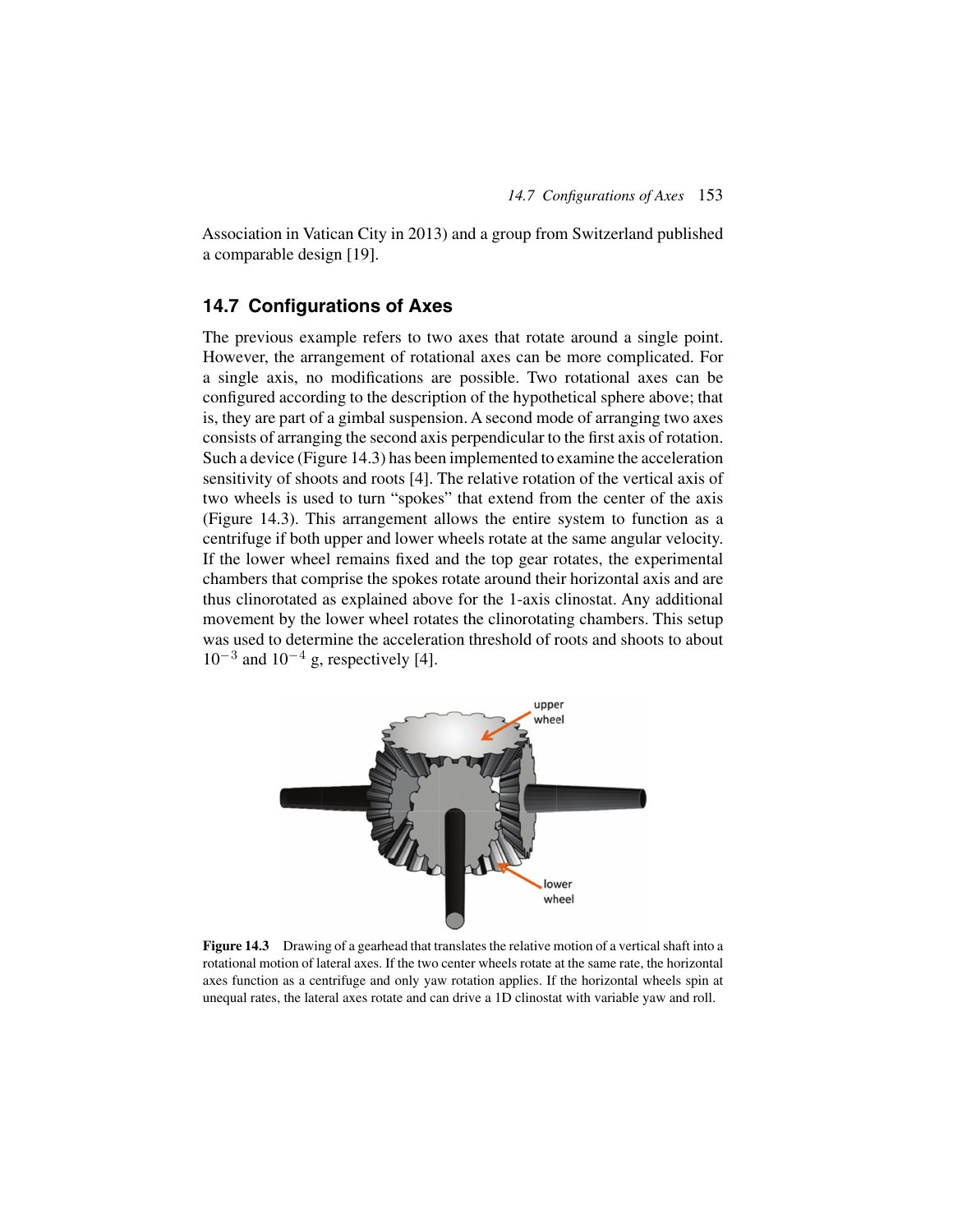Association in Vatican City in 2013) and a group from Switzerland published a comparable design [19].

## 14.7 Configurations of Axes

The previous example refers to two axes that rotate around a single point. However, the arrangement of rotational axes can be more complicated. For a single axis, no modifications are possible. Two rotational axes can be configured according to the description of the hypothetical sphere above; that is, they are part of a gimbal suspension. A second mode of arranging two axes consists of arranging the second axis perpendicular to the first axis of rotation. Such a device (Figure 14.3) has been implemented to examine the acceleration sensitivity of shoots and roots [4]. The relative rotation of the vertical axis of two wheels is used to turn “spokes” that extend from the center of the axis (Figure 14.3). This arrangement allows the entire system to function as a centrifuge if both upper and lower wheels rotate at the same angular velocity. If the lower wheel remains fixed and the top gear rotates, the experimental chambers that comprise the spokes rotate around their horizontal axis and are thus clinorotated as explained above for the 1-axis clinostat. Any additional movement by the lower wheel rotates the clinorotating chambers. This setup was used to determine the acceleration threshold of roots and shoots to about $10^{-3}$ and $10^{-4}$ g, respectively [4].

**Figure 14.3** Drawing of a gearhead that translates the relative motion of a vertical shaft into a rotational motion of lateral axes. If the two center wheels rotate at the same rate, the horizontal axes function as a centrifuge and only yaw rotation applies. If the horizontal wheels spin at unequal rates, the lateral axes rotate and can drive a 1D clinostat with variable yaw and roll.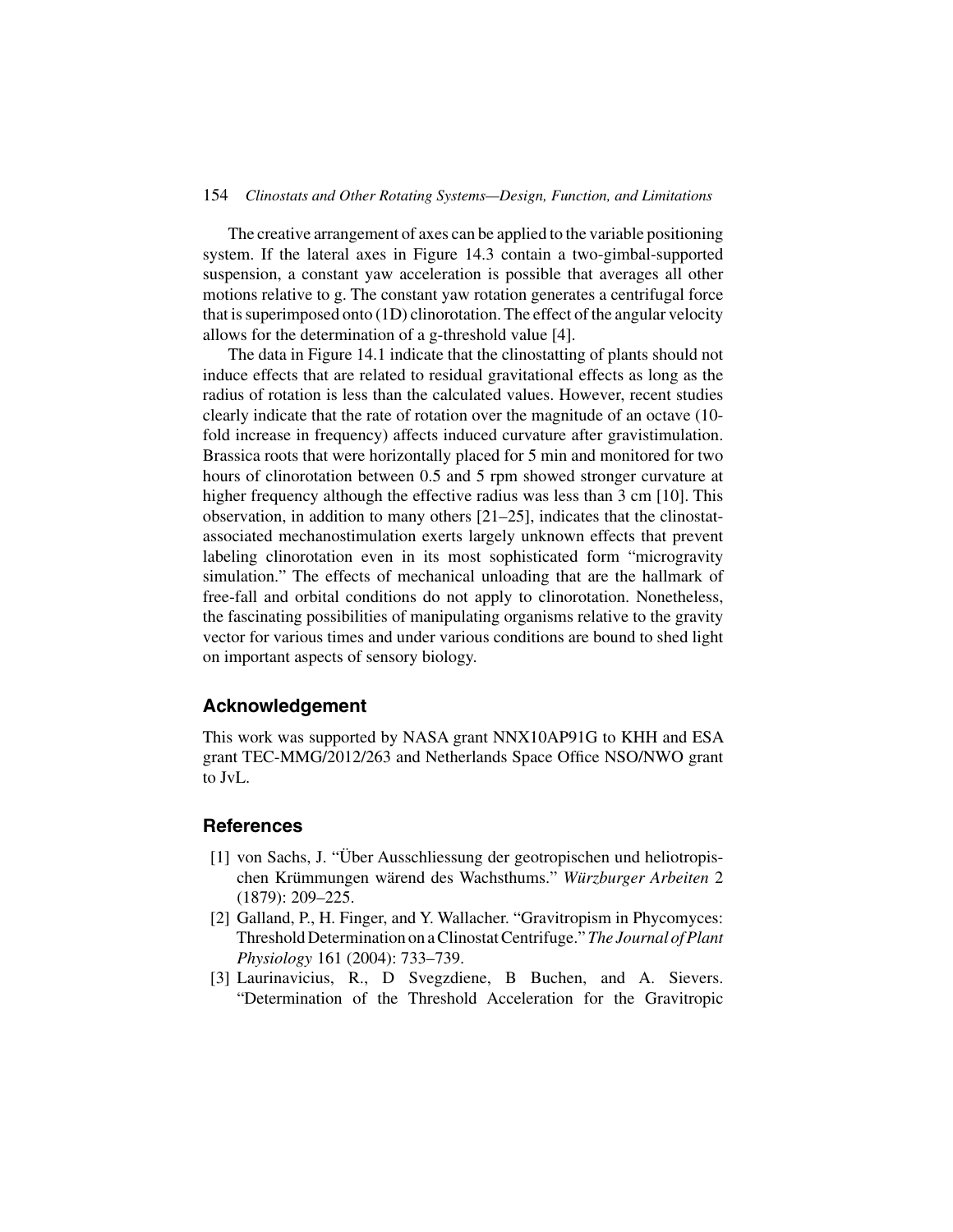The creative arrangement of axes can be applied to the variable positioning system. If the lateral axes in Figure 14.3 contain a two-gimbal-supported suspension, a constant yaw acceleration is possible that averages all other motions relative to g. The constant yaw rotation generates a centrifugal force that is superimposed onto (1D) clinorotation. The effect of the angular velocity allows for the determination of a g-threshold value [4].

The data in Figure 14.1 indicate that the clinostatting of plants should not induce effects that are related to residual gravitational effects as long as the radius of rotation is less than the calculated values. However, recent studies clearly indicate that the rate of rotation over the magnitude of an octave (10-fold increase in frequency) affects induced curvature after gravistimulation. Brassica roots that were horizontally placed for 5 min and monitored for two hours of clinorotation between 0.5 and 5 rpm showed stronger curvature at higher frequency although the effective radius was less than 3 cm [10]. This observation, in addition to many others [21–25], indicates that the clinostat-associated mechanostimulation exerts largely unknown effects that prevent labeling clinorotation even in its most sophisticated form "microgravity simulation." The effects of mechanical unloading that are the hallmark of free-fall and orbital conditions do not apply to clinorotation. Nonetheless, the fascinating possibilities of manipulating organisms relative to the gravity vector for various times and under various conditions are bound to shed light on important aspects of sensory biology.

## Acknowledgement

This work was supported by NASA grant NNX10AP91G to KHH and ESA grant TEC-MMG/2012/263 and Netherlands Space Office NSO/NWO grant to JvL.

## References

[1] von Sachs, J. "Über Ausschliessung der geotropischen und heliotropischen Krümmungen wärend des Wachsthums." *Würzburger Arbeiten* 2 (1879): 209–225.

[2] Galland, P., H. Finger, and Y. Wallacher. "Gravitropism in Phycomyces: Threshold Determination on a Clinostat Centrifuge." *The Journal of Plant Physiology* 161 (2004): 733–739.

[3] Laurinavicius, R., D Svegzdiene, B Buchen, and A. Sievers. "Determination of the Threshold Acceleration for the Gravitropic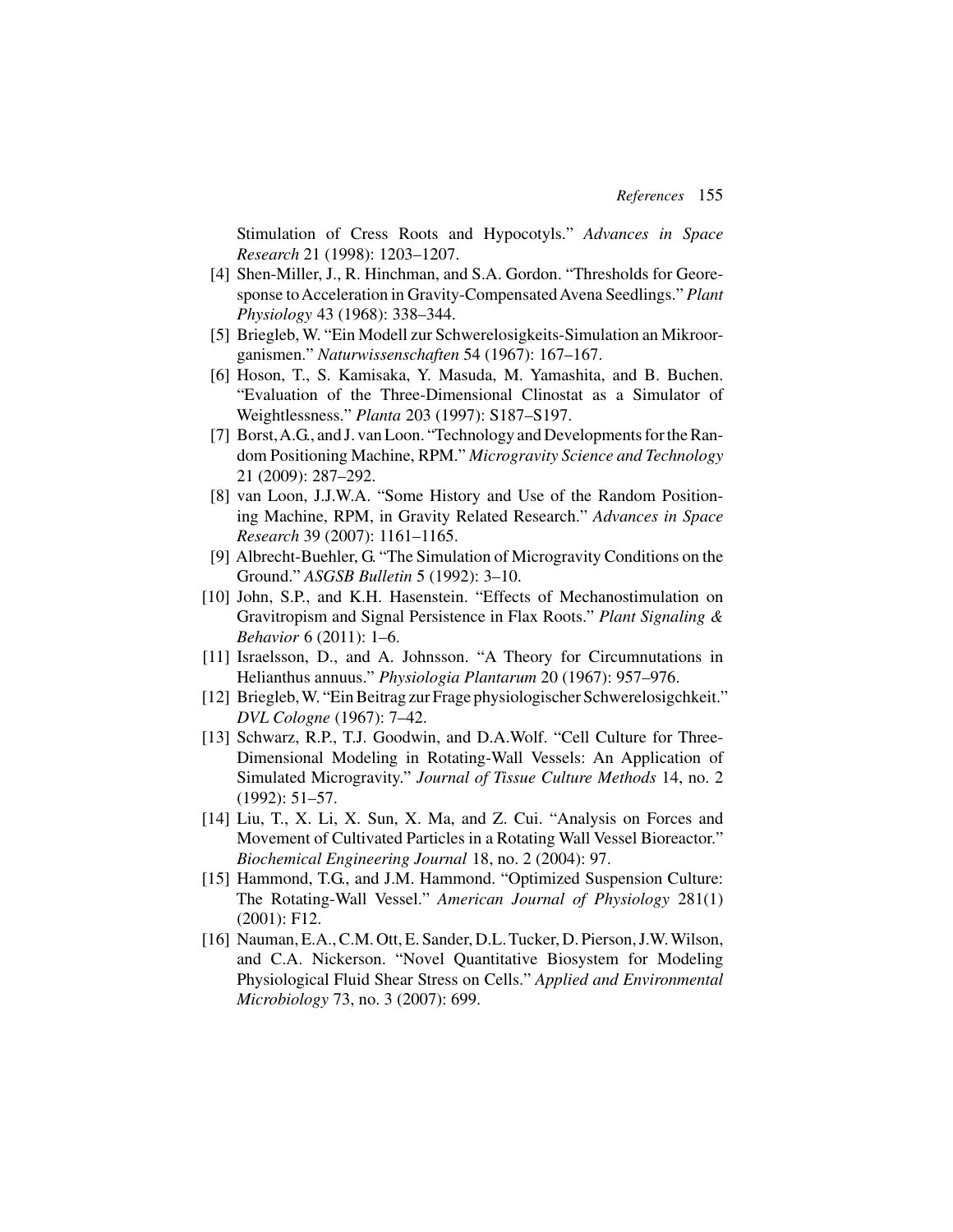Stimulation of Cress Roots and Hypocotyls." *Advances in Space Research* 21 (1998): 1203–1207.

[4] Shen-Miller, J., R. Hinchman, and S.A. Gordon. "Thresholds for Georesponse to Acceleration in Gravity-Compensated Avena Seedlings." *Plant Physiology* 43 (1968): 338–344.

[5] Briegleb, W. "Ein Modell zur Schwerelosigkeits-Simulation an Mikroorganismen." *Naturwissenschaften* 54 (1967): 167–167.

[6] Hoson, T., S. Kamisaka, Y. Masuda, M. Yamashita, and B. Buchen. "Evaluation of the Three-Dimensional Clinostat as a Simulator of Weightlessness." *Planta* 203 (1997): S187–S197.

[7] Borst, A.G., and J. van Loon. "Technology and Developments for the Random Positioning Machine, RPM." *Microgravity Science and Technology* 21 (2009): 287–292.

[8] van Loon, J.J.W.A. "Some History and Use of the Random Positioning Machine, RPM, in Gravity Related Research." *Advances in Space Research* 39 (2007): 1161–1165.

[9] Albrecht-Buehler, G. "The Simulation of Microgravity Conditions on the Ground." *ASGSB Bulletin* 5 (1992): 3–10.

[10] John, S.P., and K.H. Hasenstein. "Effects of Mechanostimulation on Gravitropism and Signal Persistence in Flax Roots." *Plant Signaling & Behavior* 6 (2011): 1–6.

[11] Israelsson, D., and A. Johnsson. "A Theory for Circumnutations in Helianthus annuus." *Physiologia Plantarum* 20 (1967): 957–976.

[12] Briegleb, W. "Ein Beitrag zur Frage physiologischer Schwerelosigchkeit." *DVL Cologne* (1967): 7–42.

[13] Schwarz, R.P., T.J. Goodwin, and D.A.Wolf. "Cell Culture for Three-Dimensional Modeling in Rotating-Wall Vessels: An Application of Simulated Microgravity." *Journal of Tissue Culture Methods* 14, no. 2 (1992): 51–57.

[14] Liu, T., X. Li, X. Sun, X. Ma, and Z. Cui. "Analysis on Forces and Movement of Cultivated Particles in a Rotating Wall Vessel Bioreactor." *Biochemical Engineering Journal* 18, no. 2 (2004): 97.

[15] Hammond, T.G., and J.M. Hammond. "Optimized Suspension Culture: The Rotating-Wall Vessel." *American Journal of Physiology* 281(1) (2001): F12.

[16] Nauman, E.A., C.M. Ott, E. Sander, D.L. Tucker, D. Pierson, J.W. Wilson, and C.A. Nickerson. "Novel Quantitative Biosystem for Modeling Physiological Fluid Shear Stress on Cells." *Applied and Environmental Microbiology* 73, no. 3 (2007): 699.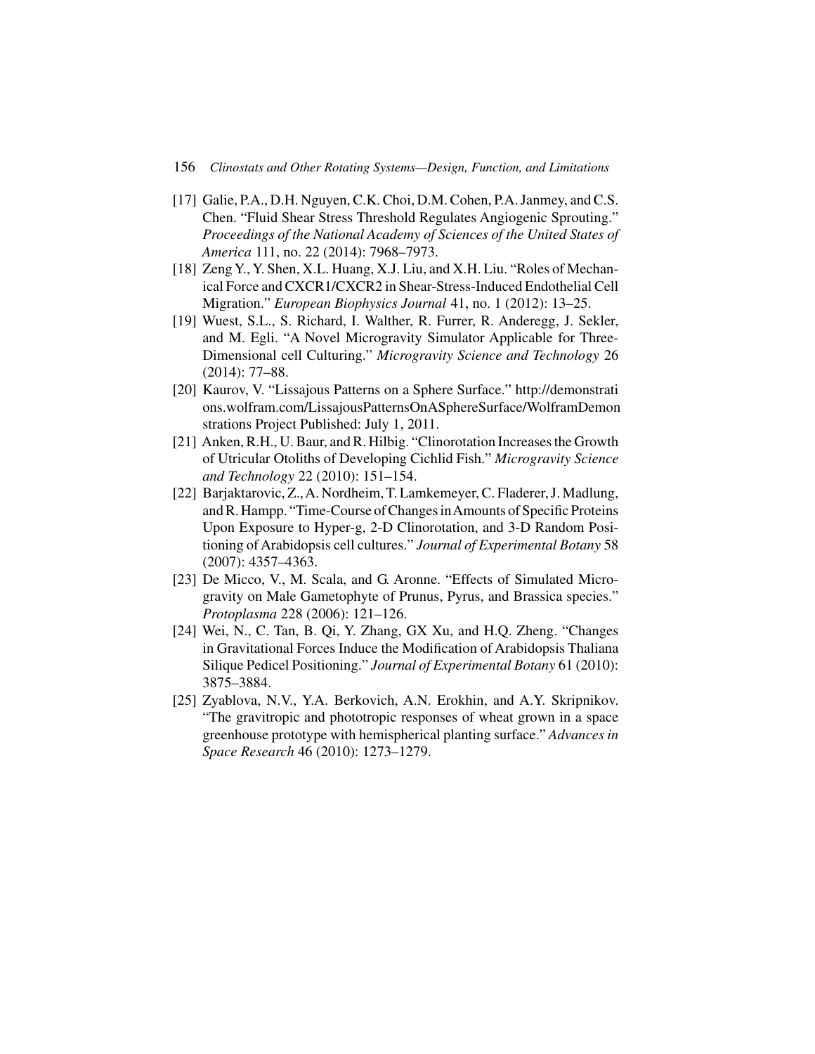[17] Galie, P.A., D.H. Nguyen, C.K. Choi, D.M. Cohen, P.A. Janmey, and C.S. Chen. "Fluid Shear Stress Threshold Regulates Angiogenic Sprouting." *Proceedings of the National Academy of Sciences of the United States of America* 111, no. 22 (2014): 7968–7973.

[18] Zeng Y., Y. Shen, X.L. Huang, X.J. Liu, and X.H. Liu. "Roles of Mechanical Force and CXCR1/CXCR2 in Shear-Stress-Induced Endothelial Cell Migration." *European Biophysics Journal* 41, no. 1 (2012): 13–25.

[19] Wuest, S.L., S. Richard, I. Walther, R. Furrer, R. Anderegg, J. Sekler, and M. Egli. "A Novel Microgravity Simulator Applicable for Three-Dimensional cell Culturing." *Microgravity Science and Technology* 26 (2014): 77–88.

[20] Kaurov, V. "Lissajous Patterns on a Sphere Surface." http://demonstrations.wolfram.com/LissajousPatternsOnASphereSurface/WolframDemonstrations Project Published: July 1, 2011.

[21] Anken, R.H., U. Baur, and R. Hilbig. "Clinorotation Increases the Growth of Utricular Otoliths of Developing Cichlid Fish." *Microgravity Science and Technology* 22 (2010): 151–154.

[22] Barjaktarovic, Z., A. Nordheim, T. Lamkemeyer, C. Fladerer, J. Madlung, and R. Hampp. "Time-Course of Changes in Amounts of Specific Proteins Upon Exposure to Hyper-g, 2-D Clinorotation, and 3-D Random Positioning of Arabidopsis cell cultures." *Journal of Experimental Botany* 58 (2007): 4357–4363.

[23] De Micco, V., M. Scala, and G. Aronne. "Effects of Simulated Microgravity on Male Gametophyte of Prunus, Pyrus, and Brassica species." *Protoplasma* 228 (2006): 121–126.

[24] Wei, N., C. Tan, B. Qi, Y. Zhang, GX Xu, and H.Q. Zheng. "Changes in Gravitational Forces Induce the Modification of Arabidopsis Thaliana Silique Pedicel Positioning." *Journal of Experimental Botany* 61 (2010): 3875–3884.

[25] Zyablova, N.V., Y.A. Berkovich, A.N. Erokhin, and A.Y. Skripnikov. "The gravitropic and phototropic responses of wheat grown in a space greenhouse prototype with hemispherical planting surface." *Advances in Space Research* 46 (2010): 1273–1279.